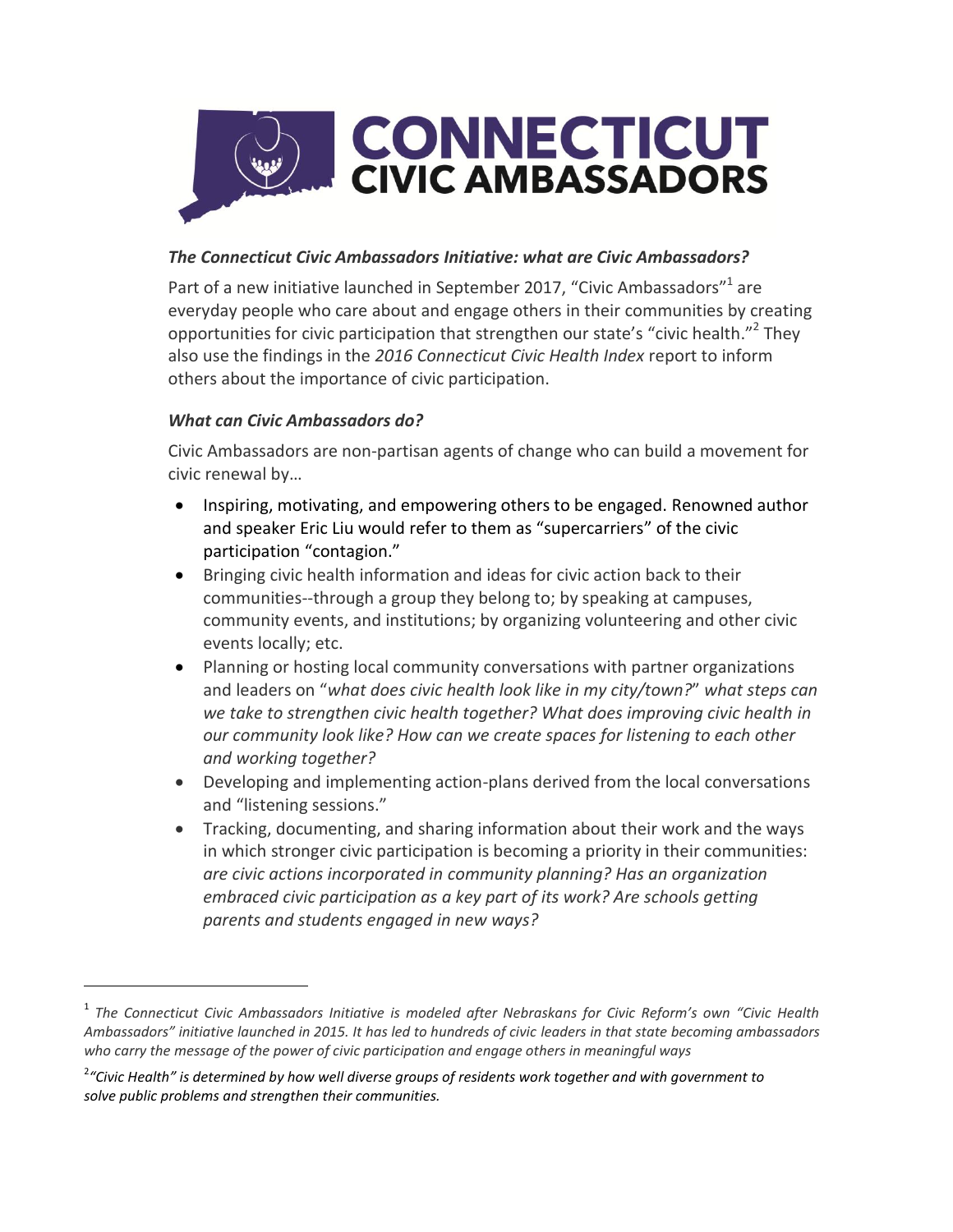# CONNECTICUT CIVIC AMBASSADORS

### *The Connecticut Civic Ambassadors Initiative: what are Civic Ambassadors?*

Part of a new initiative launched in September 2017, "Civic Ambassadors"[1] are everyday people who care about and engage others in their communities by creating opportunities for civic participation that strengthen our state's "civic health."[2] They also use the findings in the *2016 Connecticut Civic Health Index* report to inform others about the importance of civic participation.

### *What can Civic Ambassadors do?*

Civic Ambassadors are non-partisan agents of change who can build a movement for civic renewal by…

- Inspiring, motivating, and empowering others to be engaged. Renowned author and speaker Eric Liu would refer to them as "supercarriers" of the civic participation "contagion."
- Bringing civic health information and ideas for civic action back to their communities--through a group they belong to; by speaking at campuses, community events, and institutions; by organizing volunteering and other civic events locally; etc.
- Planning or hosting local community conversations with partner organizations and leaders on "*what does civic health look like in my city/town?*" *what steps can we take to strengthen civic health together? What does improving civic health in our community look like? How can we create spaces for listening to each other and working together?*
- Developing and implementing action-plans derived from the local conversations and "listening sessions."
- Tracking, documenting, and sharing information about their work and the ways in which stronger civic participation is becoming a priority in their communities: *are civic actions incorporated in community planning? Has an organization embraced civic participation as a key part of its work? Are schools getting parents and students engaged in new ways?*

---

[1] *The Connecticut Civic Ambassadors Initiative is modeled after Nebraskans for Civic Reform's own "Civic Health Ambassadors" initiative launched in 2015. It has led to hundreds of civic leaders in that state becoming ambassadors who carry the message of the power of civic participation and engage others in meaningful ways*

[2] *"Civic Health" is determined by how well diverse groups of residents work together and with government to solve public problems and strengthen their communities.*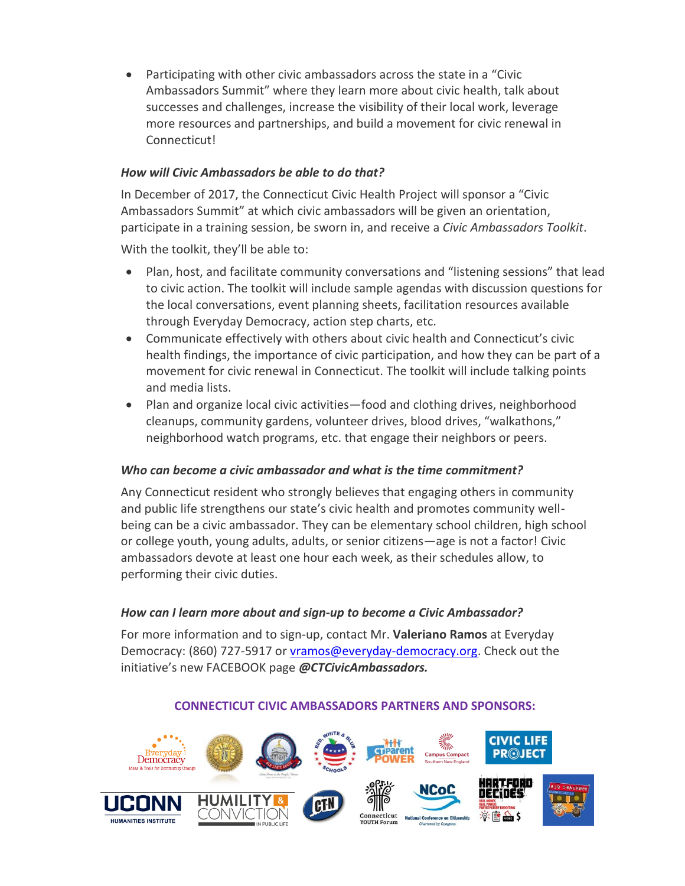- Participating with other civic ambassadors across the state in a "Civic Ambassadors Summit" where they learn more about civic health, talk about successes and challenges, increase the visibility of their local work, leverage more resources and partnerships, and build a movement for civic renewal in Connecticut!

### *How will Civic Ambassadors be able to do that?*

In December of 2017, the Connecticut Civic Health Project will sponsor a "Civic Ambassadors Summit" at which civic ambassadors will be given an orientation, participate in a training session, be sworn in, and receive a *Civic Ambassadors Toolkit*.

With the toolkit, they'll be able to:

- Plan, host, and facilitate community conversations and "listening sessions" that lead to civic action. The toolkit will include sample agendas with discussion questions for the local conversations, event planning sheets, facilitation resources available through Everyday Democracy, action step charts, etc.
- Communicate effectively with others about civic health and Connecticut's civic health findings, the importance of civic participation, and how they can be part of a movement for civic renewal in Connecticut. The toolkit will include talking points and media lists.
- Plan and organize local civic activities—food and clothing drives, neighborhood cleanups, community gardens, volunteer drives, blood drives, "walkathons," neighborhood watch programs, etc. that engage their neighbors or peers.

### *Who can become a civic ambassador and what is the time commitment?*

Any Connecticut resident who strongly believes that engaging others in community and public life strengthens our state's civic health and promotes community well-being can be a civic ambassador. They can be elementary school children, high school or college youth, young adults, adults, or senior citizens—age is not a factor! Civic ambassadors devote at least one hour each week, as their schedules allow, to performing their civic duties.

### *How can I learn more about and sign-up to become a Civic Ambassador?*

For more information and to sign-up, contact Mr. **Valeriano Ramos** at Everyday Democracy: (860) 727-5917 or vramos@everyday-democracy.org. Check out the initiative's new FACEBOOK page ***@CTCivicAmbassadors.***

**CONNECTICUT CIVIC AMBASSADORS PARTNERS AND SPONSORS:**

Everyday Democracy — Ideas & Tools for Community Change
Red, White & Blue Schools
CT Parent Power
Campus Compact Southern New England
Civic Life Project
UConn Humanities Institute
Humility & Conviction in Public Life
CT-N
Connecticut Youth Forum
NCoC National Conference on Citizenship — Chartered by Congress
Hartford Decides